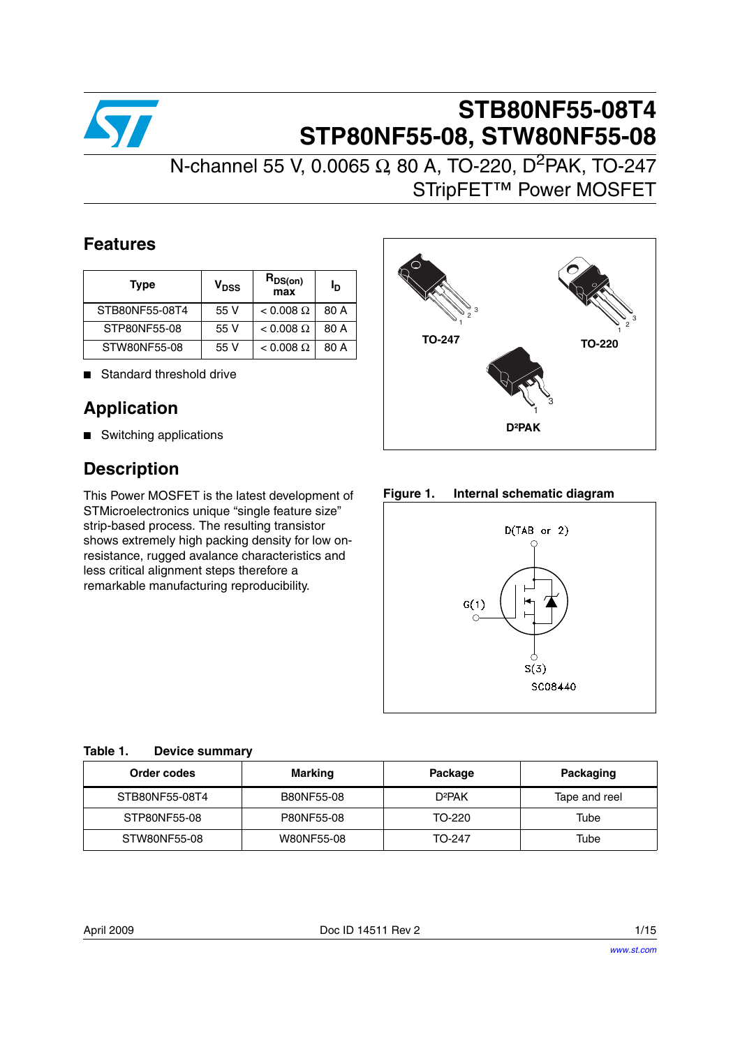# STB80NF55-08T4
# STP80NF55-08, STW80NF55-08

## N-channel 55 V, 0.0065 Ω, 80 A, TO-220, $D^2PAK$, TO-247 STripFET™ Power MOSFET

## Features

| Type | $V_{DSS}$ | $R_{DS(on)}$ max | $I_D$ |
|---|---|---|---|
| STB80NF55-08T4 | 55 V | < 0.008 Ω | 80 A |
| STP80NF55-08 | 55 V | < 0.008 Ω | 80 A |
| STW80NF55-08 | 55 V | < 0.008 Ω | 80 A |

- Standard threshold drive

## Application

- Switching applications

## Description

This Power MOSFET is the latest development of STMicroelectronics unique "single feature size" strip-based process. The resulting transistor shows extremely high packing density for low on-resistance, rugged avalance characteristics and less critical alignment steps therefore a remarkable manufacturing reproducibility.

TO-247 TO-220 D²PAK

**Figure 1. Internal schematic diagram**

D(TAB or 2)
G(1)
S(3)
SC08440

**Table 1. Device summary**

| Order codes | Marking | Package | Packaging |
|---|---|---|---|
| STB80NF55-08T4 | B80NF55-08 | D²PAK | Tape and reel |
| STP80NF55-08 | P80NF55-08 | TO-220 | Tube |
| STW80NF55-08 | W80NF55-08 | TO-247 | Tube |

April 2009 Doc ID 14511 Rev 2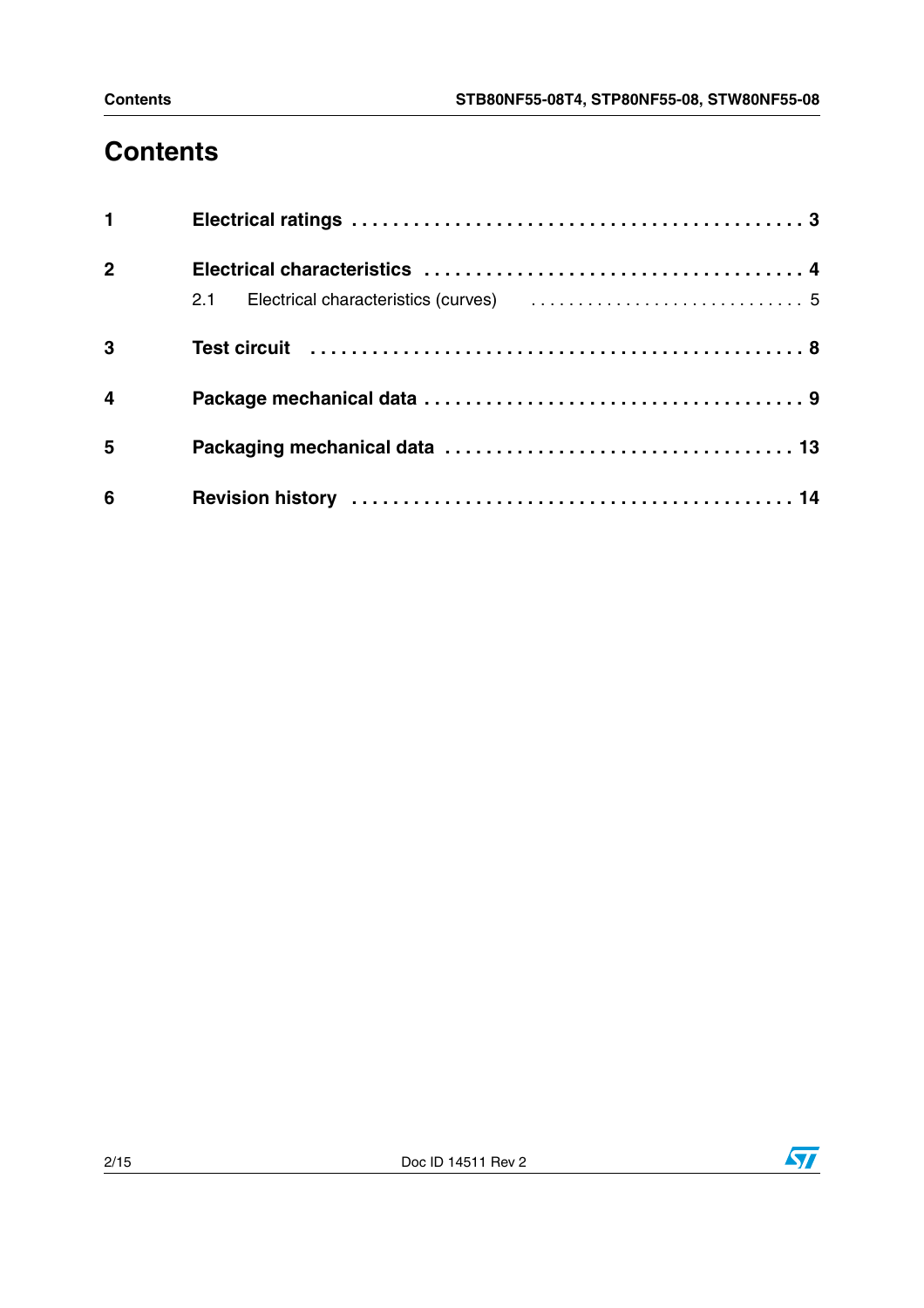# Contents

| | | |
|---|---|---|
| **1** | **Electrical ratings** | **3** |
| **2** | **Electrical characteristics** | **4** |
| | 2.1 Electrical characteristics (curves) | 5 |
| **3** | **Test circuit** | **8** |
| **4** | **Package mechanical data** | **9** |
| **5** | **Packaging mechanical data** | **13** |
| **6** | **Revision history** | **14** |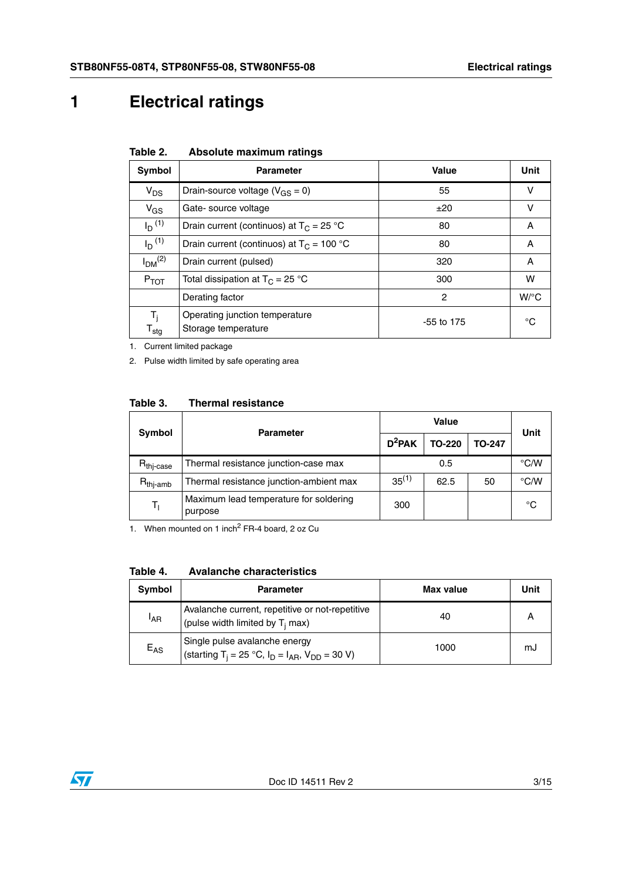# 1 Electrical ratings

**Table 2. Absolute maximum ratings**

| Symbol | Parameter | Value | Unit |
|---|---|---|---|
| $V_{DS}$ | Drain-source voltage ($V_{GS}$ = 0) | 55 | V |
| $V_{GS}$ | Gate- source voltage | ±20 | V |
| $I_D$ (1) | Drain current (continuos) at $T_C$ = 25 °C | 80 | A |
| $I_D$ (1) | Drain current (continuos) at $T_C$ = 100 °C | 80 | A |
| $I_{DM}$ (2) | Drain current (pulsed) | 320 | A |
| $P_{TOT}$ | Total dissipation at $T_C$ = 25 °C | 300 | W |
| | Derating factor | 2 | W/°C |
| $T_j$<br>$T_{stg}$ | Operating junction temperature<br>Storage temperature | -55 to 175 | °C |

1. Current limited package
2. Pulse width limited by safe operating area

**Table 3. Thermal resistance**

| Symbol | Parameter | Value | | | Unit |
|---|---|---|---|---|---|
| | | $D^2PAK$ | TO-220 | TO-247 | |
| $R_{thj\text{-}case}$ | Thermal resistance junction-case max | 0.5 | | | °C/W |
| $R_{thj\text{-}amb}$ | Thermal resistance junction-ambient max | 35 (1) | 62.5 | 50 | °C/W |
| $T_l$ | Maximum lead temperature for soldering purpose | 300 | | | °C |

1. When mounted on 1 $inch^2$ FR-4 board, 2 oz Cu

**Table 4. Avalanche characteristics**

| Symbol | Parameter | Max value | Unit |
|---|---|---|---|
| $I_{AR}$ | Avalanche current, repetitive or not-repetitive (pulse width limited by $T_j$ max) | 40 | A |
| $E_{AS}$ | Single pulse avalanche energy (starting $T_j$ = 25 °C, $I_D$ = $I_{AR}$, $V_{DD}$ = 30 V) | 1000 | mJ |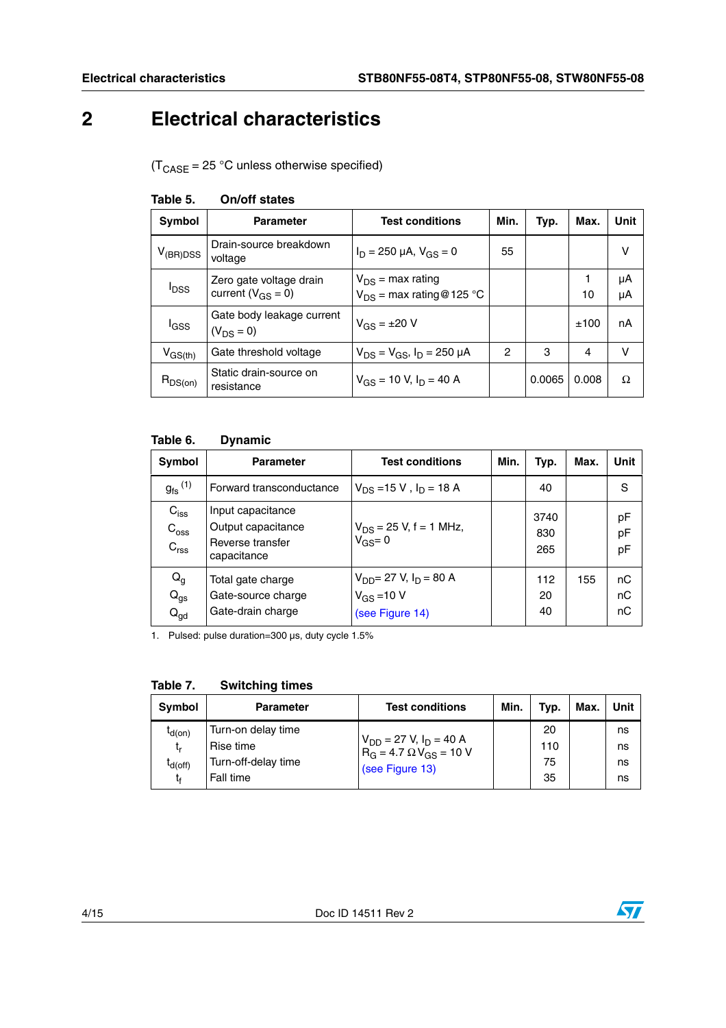# 2 Electrical characteristics

($T_{CASE}$ = 25 °C unless otherwise specified)

**Table 5. On/off states**

| Symbol | Parameter | Test conditions | Min. | Typ. | Max. | Unit |
|---|---|---|---|---|---|---|
| $V_{(BR)DSS}$ | Drain-source breakdown voltage | $I_D$ = 250 µA, $V_{GS}$ = 0 | 55 | | | V |
| $I_{DSS}$ | Zero gate voltage drain current ($V_{GS}$ = 0) | $V_{DS}$ = max rating<br>$V_{DS}$ = max rating@125 °C | | | 1<br>10 | µA<br>µA |
| $I_{GSS}$ | Gate body leakage current ($V_{DS}$ = 0) | $V_{GS}$ = ±20 V | | | ±100 | nA |
| $V_{GS(th)}$ | Gate threshold voltage | $V_{DS}$ = $V_{GS}$, $I_D$ = 250 µA | 2 | 3 | 4 | V |
| $R_{DS(on)}$ | Static drain-source on resistance | $V_{GS}$ = 10 V, $I_D$ = 40 A | | 0.0065 | 0.008 | Ω |

**Table 6. Dynamic**

| Symbol | Parameter | Test conditions | Min. | Typ. | Max. | Unit |
|---|---|---|---|---|---|---|
| $g_{fs}$ [1] | Forward transconductance | $V_{DS}$ =15 V , $I_D$ = 18 A | | 40 | | S |
| $C_{iss}$<br>$C_{oss}$<br>$C_{rss}$ | Input capacitance<br>Output capacitance<br>Reverse transfer capacitance | $V_{DS}$ = 25 V, f = 1 MHz, $V_{GS}$= 0 | | 3740<br>830<br>265 | | pF<br>pF<br>pF |
| $Q_g$<br>$Q_{gs}$<br>$Q_{gd}$ | Total gate charge<br>Gate-source charge<br>Gate-drain charge | $V_{DD}$= 27 V, $I_D$ = 80 A<br>$V_{GS}$ =10 V<br>(see Figure 14) | | 112<br>20<br>40 | 155 | nC<br>nC<br>nC |

1. Pulsed: pulse duration=300 µs, duty cycle 1.5%

**Table 7. Switching times**

| Symbol | Parameter | Test conditions | Min. | Typ. | Max. | Unit |
|---|---|---|---|---|---|---|
| $t_{d(on)}$<br>$t_r$<br>$t_{d(off)}$<br>$t_f$ | Turn-on delay time<br>Rise time<br>Turn-off-delay time<br>Fall time | $V_{DD}$ = 27 V, $I_D$ = 40 A<br>$R_G$ = 4.7 Ω $V_{GS}$ = 10 V<br>(see Figure 13) | | 20<br>110<br>75<br>35 | | ns<br>ns<br>ns<br>ns |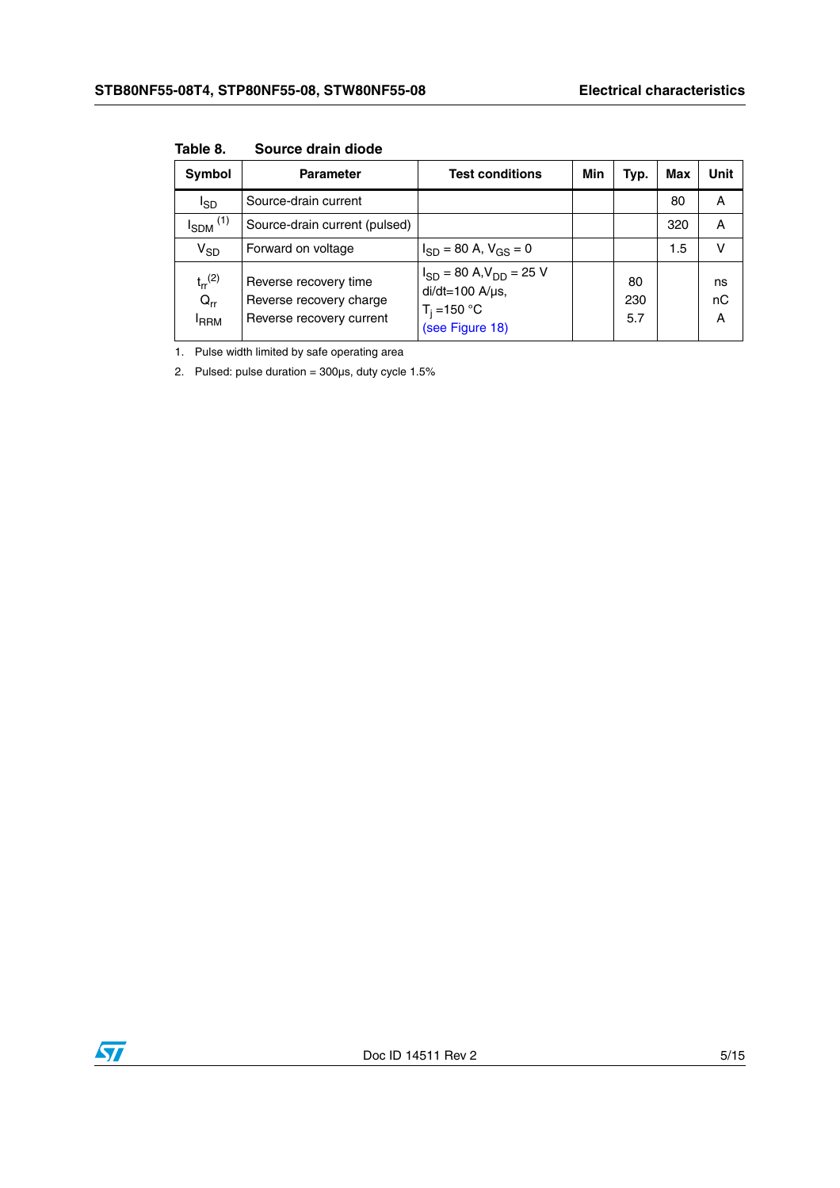Table 8. Source drain diode

| Symbol | Parameter | Test conditions | Min | Typ. | Max | Unit |
|---|---|---|---|---|---|---|
| $I_{SD}$ | Source-drain current | | | | 80 | A |
| $I_{SDM}$ [1] | Source-drain current (pulsed) | | | | 320 | A |
| $V_{SD}$ | Forward on voltage | $I_{SD}$ = 80 A, $V_{GS}$ = 0 | | | 1.5 | V |
| $t_{rr}$ [2]<br>$Q_{rr}$<br>$I_{RRM}$ | Reverse recovery time<br>Reverse recovery charge<br>Reverse recovery current | $I_{SD}$ = 80 A, $V_{DD}$ = 25 V<br>di/dt=100 A/µs,<br>$T_j$ =150 °C<br>(see Figure 18) | | 80<br>230<br>5.7 | | ns<br>nC<br>A |

1. Pulse width limited by safe operating area
2. Pulsed: pulse duration = 300µs, duty cycle 1.5%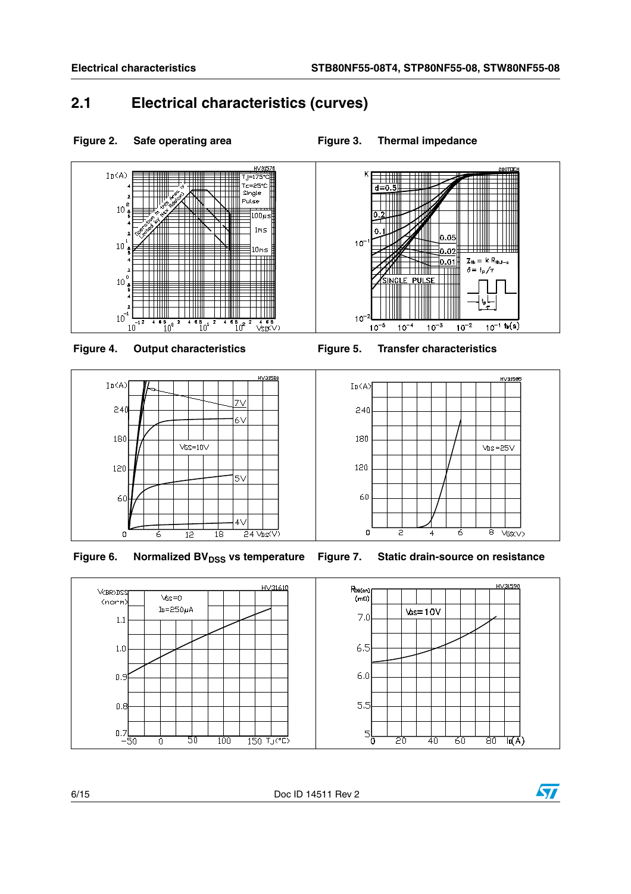## 2.1 Electrical characteristics (curves)

**Figure 2. Safe operating area**

**Figure 3. Thermal impedance**

**Figure 4. Output characteristics**

**Figure 5. Transfer characteristics**

**Figure 6. Normalized $BV_{DSS}$ vs temperature**

**Figure 7. Static drain-source on resistance**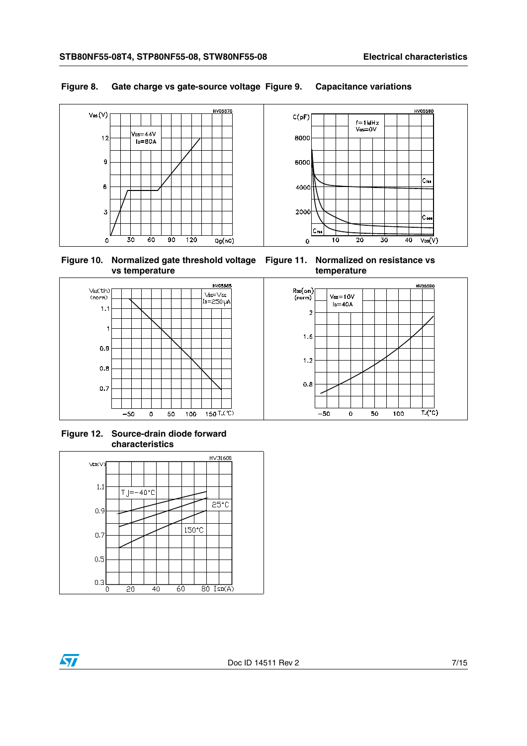**Figure 8. Gate charge vs gate-source voltage**

**Figure 9. Capacitance variations**

**Figure 10. Normalized gate threshold voltage vs temperature**

**Figure 11. Normalized on resistance vs temperature**

**Figure 12. Source-drain diode forward characteristics**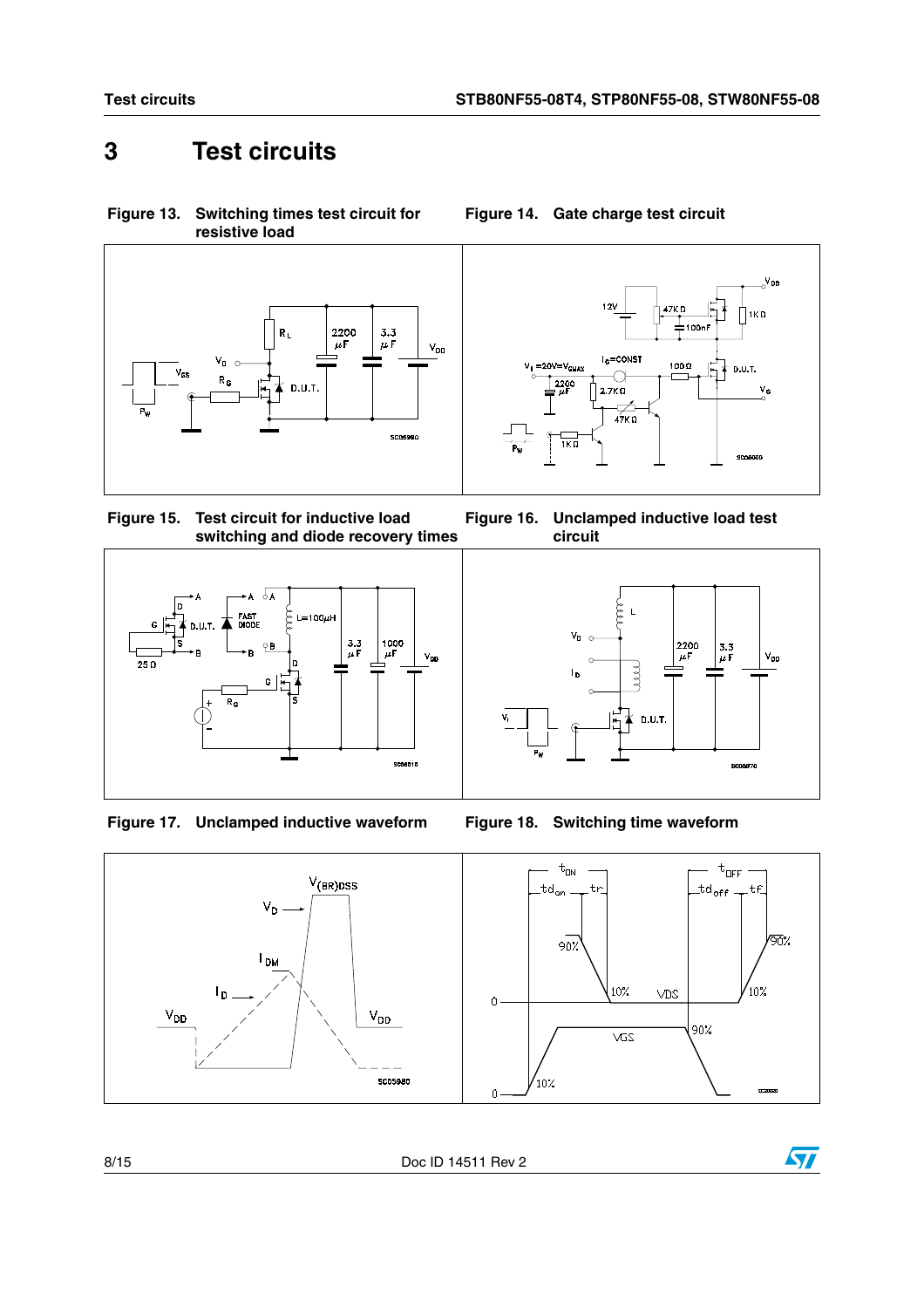# 3 Test circuits

**Figure 13. Switching times test circuit for resistive load**

**Figure 14. Gate charge test circuit**

**Figure 15. Test circuit for inductive load switching and diode recovery times**

**Figure 16. Unclamped inductive load test circuit**

**Figure 17. Unclamped inductive waveform**

**Figure 18. Switching time waveform**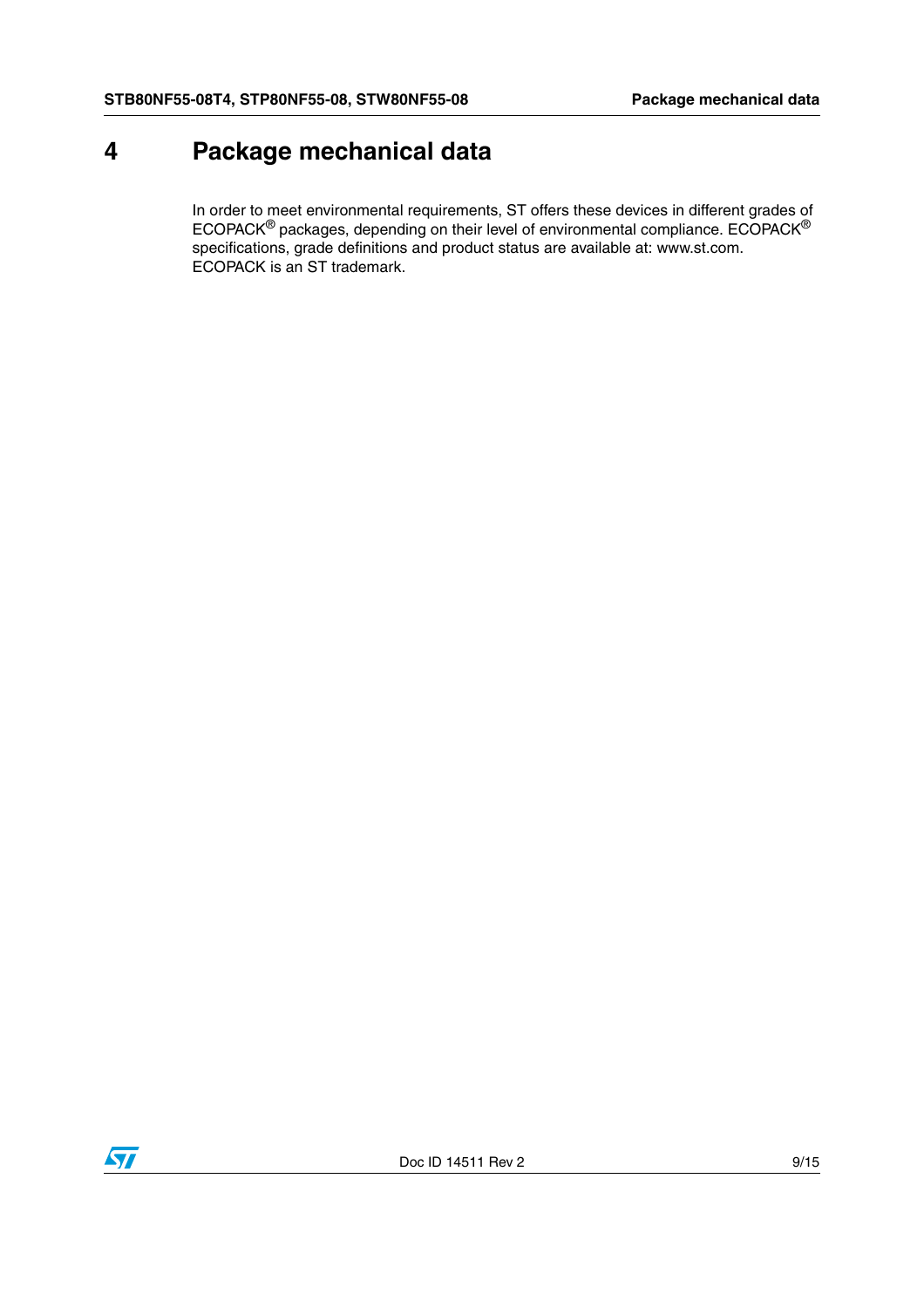# 4 Package mechanical data

In order to meet environmental requirements, ST offers these devices in different grades of ECOPACK® packages, depending on their level of environmental compliance. ECOPACK® specifications, grade definitions and product status are available at: www.st.com. ECOPACK is an ST trademark.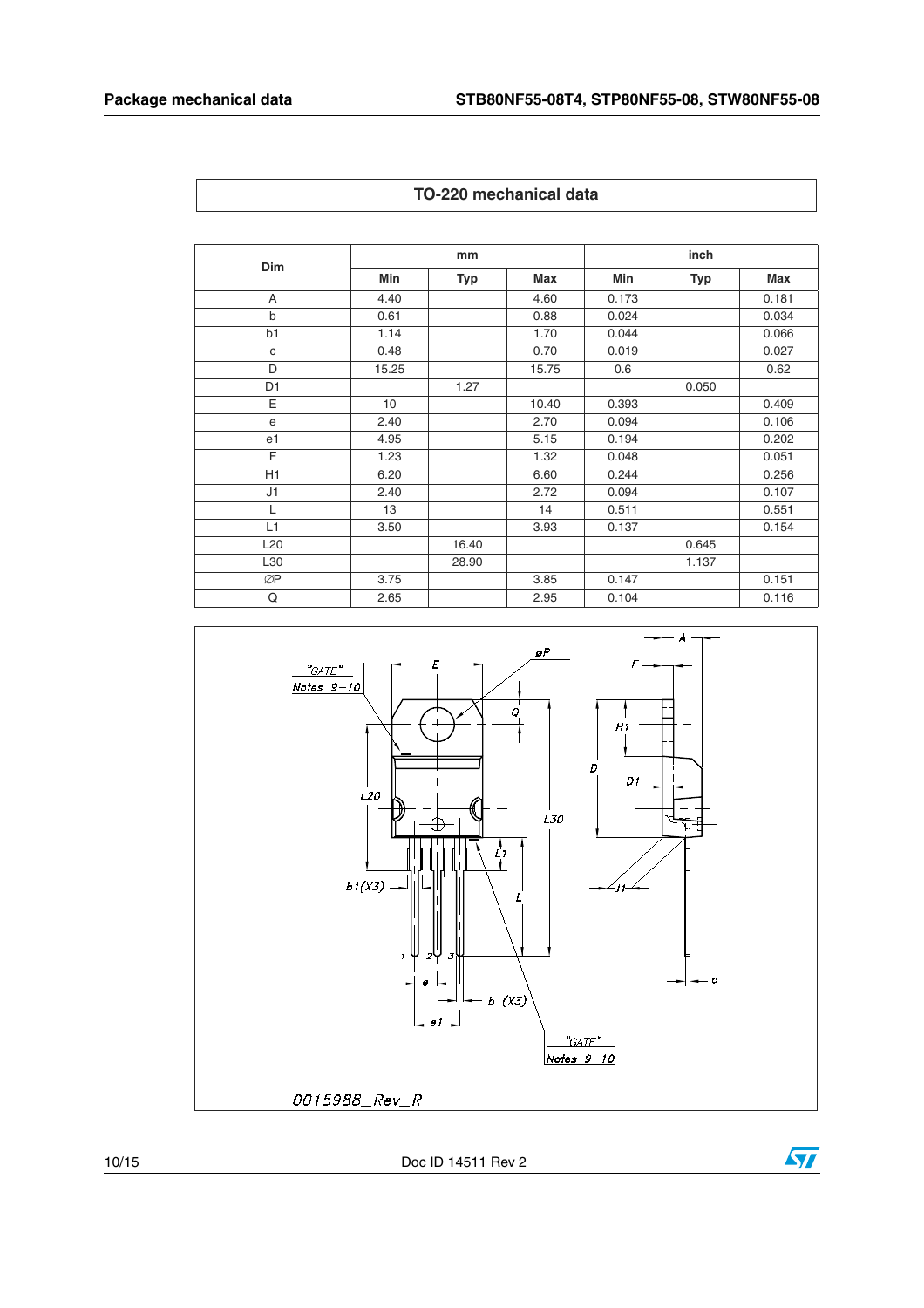## TO-220 mechanical data

| Dim | mm | | | inch | | |
|---|---|---|---|---|---|---|
| | Min | Typ | Max | Min | Typ | Max |
| A | 4.40 | | 4.60 | 0.173 | | 0.181 |
| b | 0.61 | | 0.88 | 0.024 | | 0.034 |
| b1 | 1.14 | | 1.70 | 0.044 | | 0.066 |
| c | 0.48 | | 0.70 | 0.019 | | 0.027 |
| D | 15.25 | | 15.75 | 0.6 | | 0.62 |
| D1 | | 1.27 | | | 0.050 | |
| E | 10 | | 10.40 | 0.393 | | 0.409 |
| e | 2.40 | | 2.70 | 0.094 | | 0.106 |
| e1 | 4.95 | | 5.15 | 0.194 | | 0.202 |
| F | 1.23 | | 1.32 | 0.048 | | 0.051 |
| H1 | 6.20 | | 6.60 | 0.244 | | 0.256 |
| J1 | 2.40 | | 2.72 | 0.094 | | 0.107 |
| L | 13 | | 14 | 0.511 | | 0.551 |
| L1 | 3.50 | | 3.93 | 0.137 | | 0.154 |
| L20 | | 16.40 | | | 0.645 | |
| L30 | | 28.90 | | | 1.137 | |
| ∅P | 3.75 | | 3.85 | 0.147 | | 0.151 |
| Q | 2.65 | | 2.95 | 0.104 | | 0.116 |

0015988_Rev_R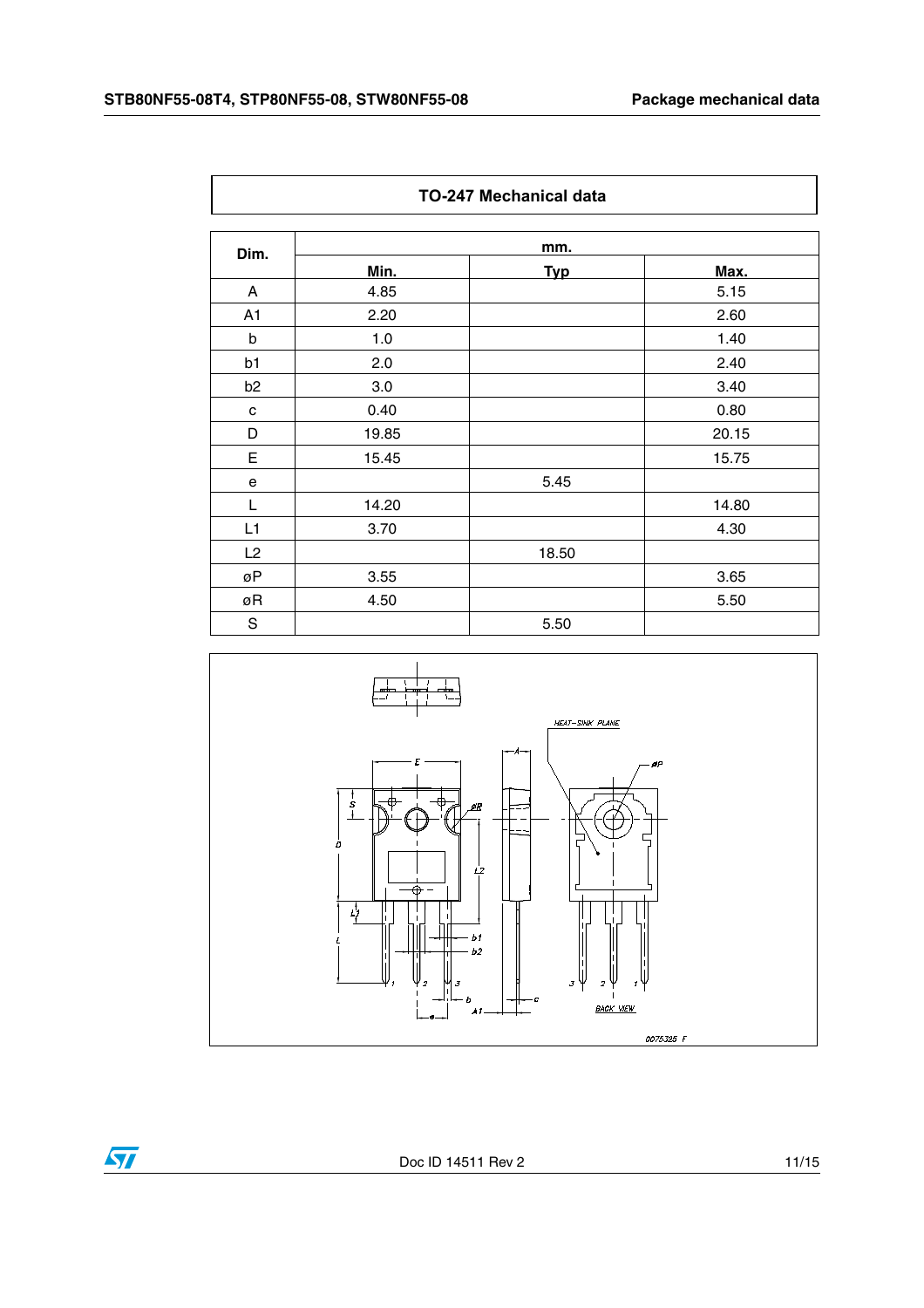**TO-247 Mechanical data**

| Dim. | mm. | | |
|---|---|---|---|
| | Min. | Typ | Max. |
| A | 4.85 | | 5.15 |
| A1 | 2.20 | | 2.60 |
| b | 1.0 | | 1.40 |
| b1 | 2.0 | | 2.40 |
| b2 | 3.0 | | 3.40 |
| c | 0.40 | | 0.80 |
| D | 19.85 | | 20.15 |
| E | 15.45 | | 15.75 |
| e | | 5.45 | |
| L | 14.20 | | 14.80 |
| L1 | 3.70 | | 4.30 |
| L2 | | 18.50 | |
| øP | 3.55 | | 3.65 |
| øR | 4.50 | | 5.50 |
| S | | 5.50 | |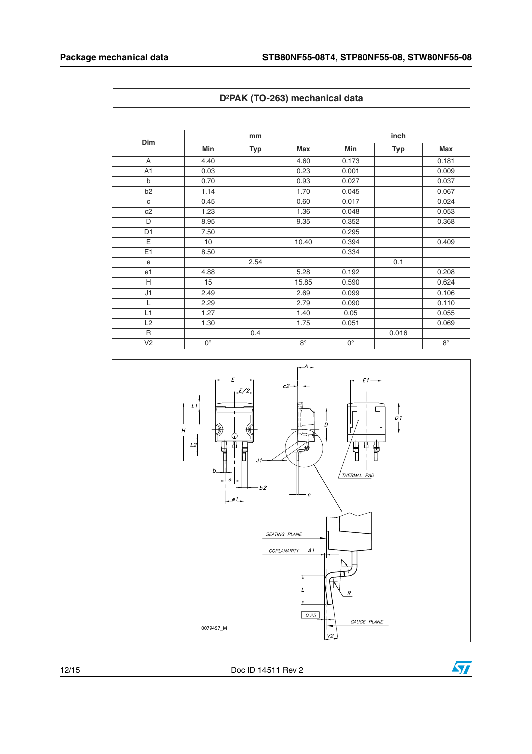## D²PAK (TO-263) mechanical data

| Dim | mm | | | inch | | |
|---|---|---|---|---|---|---|
| | Min | Typ | Max | Min | Typ | Max |
| A | 4.40 | | 4.60 | 0.173 | | 0.181 |
| A1 | 0.03 | | 0.23 | 0.001 | | 0.009 |
| b | 0.70 | | 0.93 | 0.027 | | 0.037 |
| b2 | 1.14 | | 1.70 | 0.045 | | 0.067 |
| c | 0.45 | | 0.60 | 0.017 | | 0.024 |
| c2 | 1.23 | | 1.36 | 0.048 | | 0.053 |
| D | 8.95 | | 9.35 | 0.352 | | 0.368 |
| D1 | 7.50 | | | 0.295 | | |
| E | 10 | | 10.40 | 0.394 | | 0.409 |
| E1 | 8.50 | | | 0.334 | | |
| e | | 2.54 | | | 0.1 | |
| e1 | 4.88 | | 5.28 | 0.192 | | 0.208 |
| H | 15 | | 15.85 | 0.590 | | 0.624 |
| J1 | 2.49 | | 2.69 | 0.099 | | 0.106 |
| L | 2.29 | | 2.79 | 0.090 | | 0.110 |
| L1 | 1.27 | | 1.40 | 0.05 | | 0.055 |
| L2 | 1.30 | | 1.75 | 0.051 | | 0.069 |
| R | | 0.4 | | | 0.016 | |
| V2 | 0° | | 8° | 0° | | 8° |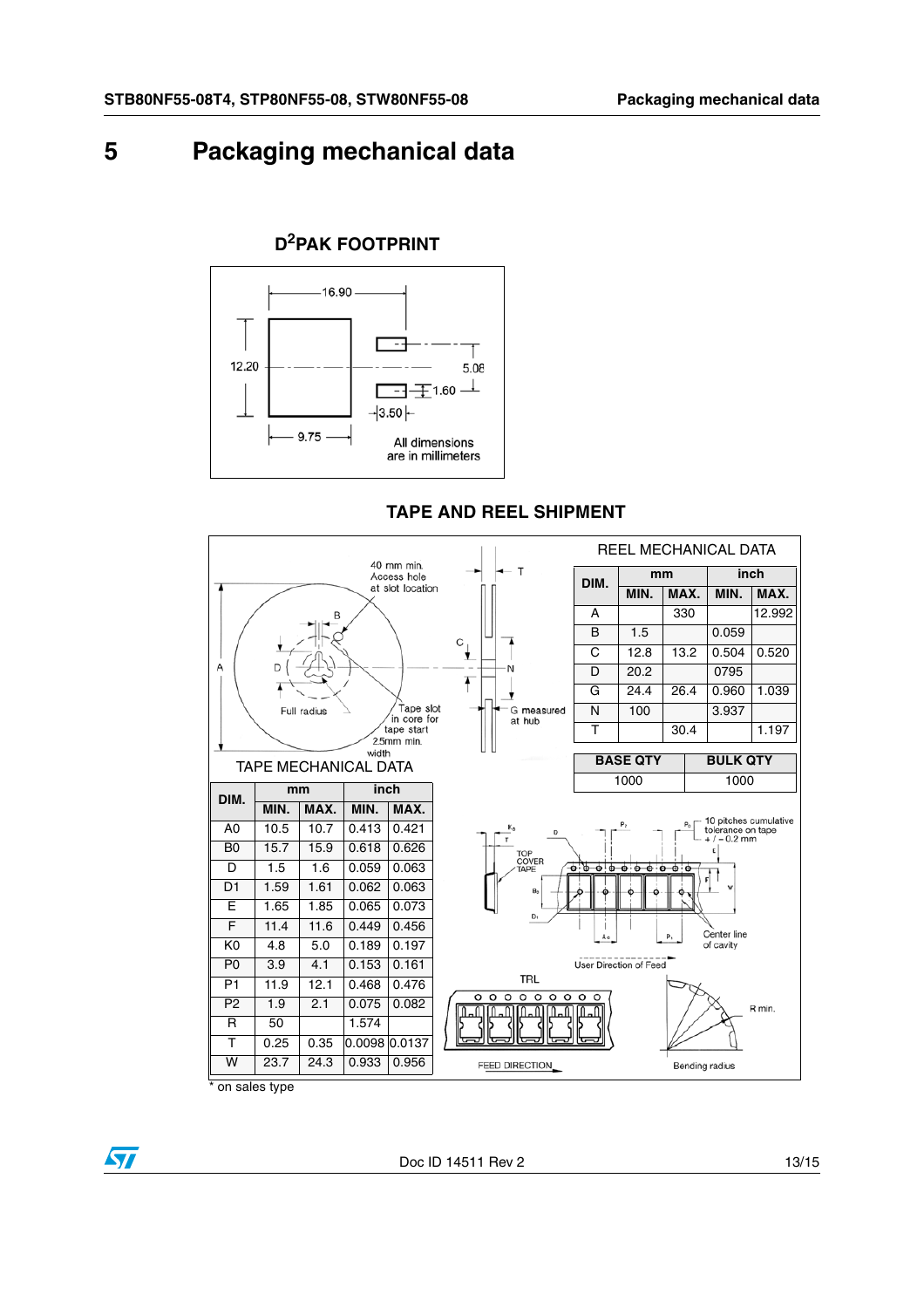# 5 Packaging mechanical data

## D²PAK FOOTPRINT

All dimensions are in millimeters

## TAPE AND REEL SHIPMENT

REEL MECHANICAL DATA

| DIM. | mm | | inch | |
|---|---|---|---|---|
| | MIN. | MAX. | MIN. | MAX. |
| A | | 330 | | 12.992 |
| B | 1.5 | | 0.059 | |
| C | 12.8 | 13.2 | 0.504 | 0.520 |
| D | 20.2 | | 0795 | |
| G | 24.4 | 26.4 | 0.960 | 1.039 |
| N | 100 | | 3.937 | |
| T | | 30.4 | | 1.197 |

| BASE QTY | BULK QTY |
|---|---|
| 1000 | 1000 |

TAPE MECHANICAL DATA

| DIM. | mm | | inch | |
|---|---|---|---|---|
| | MIN. | MAX. | MIN. | MAX. |
| A0 | 10.5 | 10.7 | 0.413 | 0.421 |
| B0 | 15.7 | 15.9 | 0.618 | 0.626 |
| D | 1.5 | 1.6 | 0.059 | 0.063 |
| D1 | 1.59 | 1.61 | 0.062 | 0.063 |
| E | 1.65 | 1.85 | 0.065 | 0.073 |
| F | 11.4 | 11.6 | 0.449 | 0.456 |
| K0 | 4.8 | 5.0 | 0.189 | 0.197 |
| P0 | 3.9 | 4.1 | 0.153 | 0.161 |
| P1 | 11.9 | 12.1 | 0.468 | 0.476 |
| P2 | 1.9 | 2.1 | 0.075 | 0.082 |
| R | 50 | | 1.574 | |
| T | 0.25 | 0.35 | 0.0098 | 0.0137 |
| W | 23.7 | 24.3 | 0.933 | 0.956 |

\* on sales type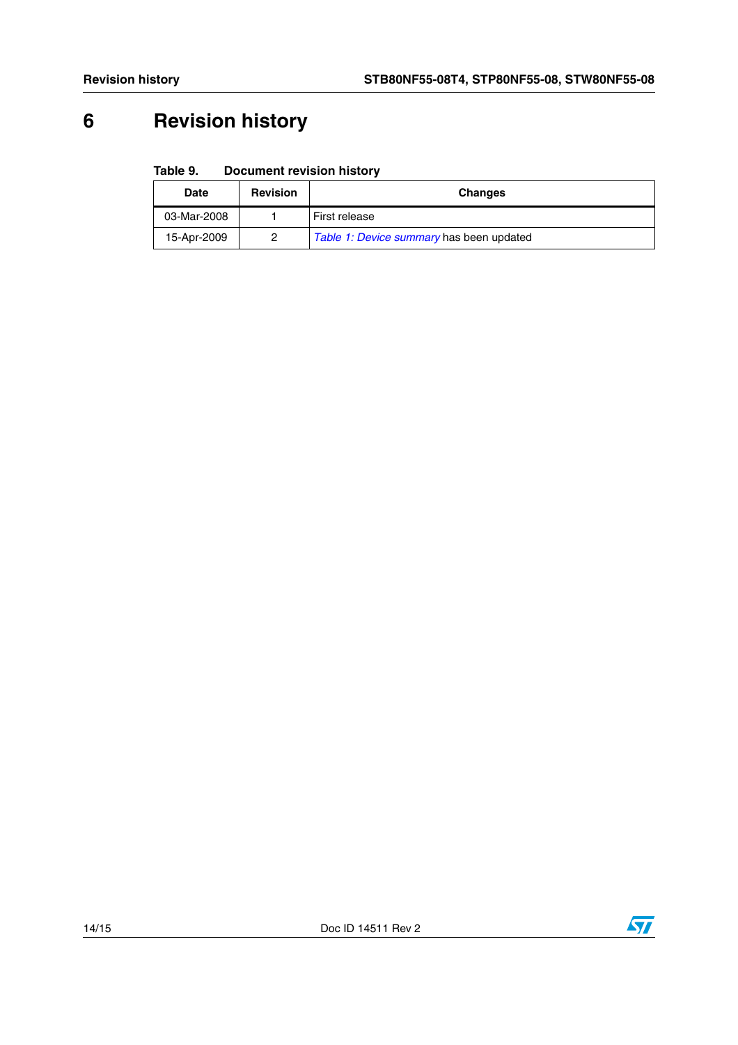# 6 Revision history

Table 9. Document revision history

| Date | Revision | Changes |
|---|---|---|
| 03-Mar-2008 | 1 | First release |
| 15-Apr-2009 | 2 | *Table 1: Device summary* has been updated |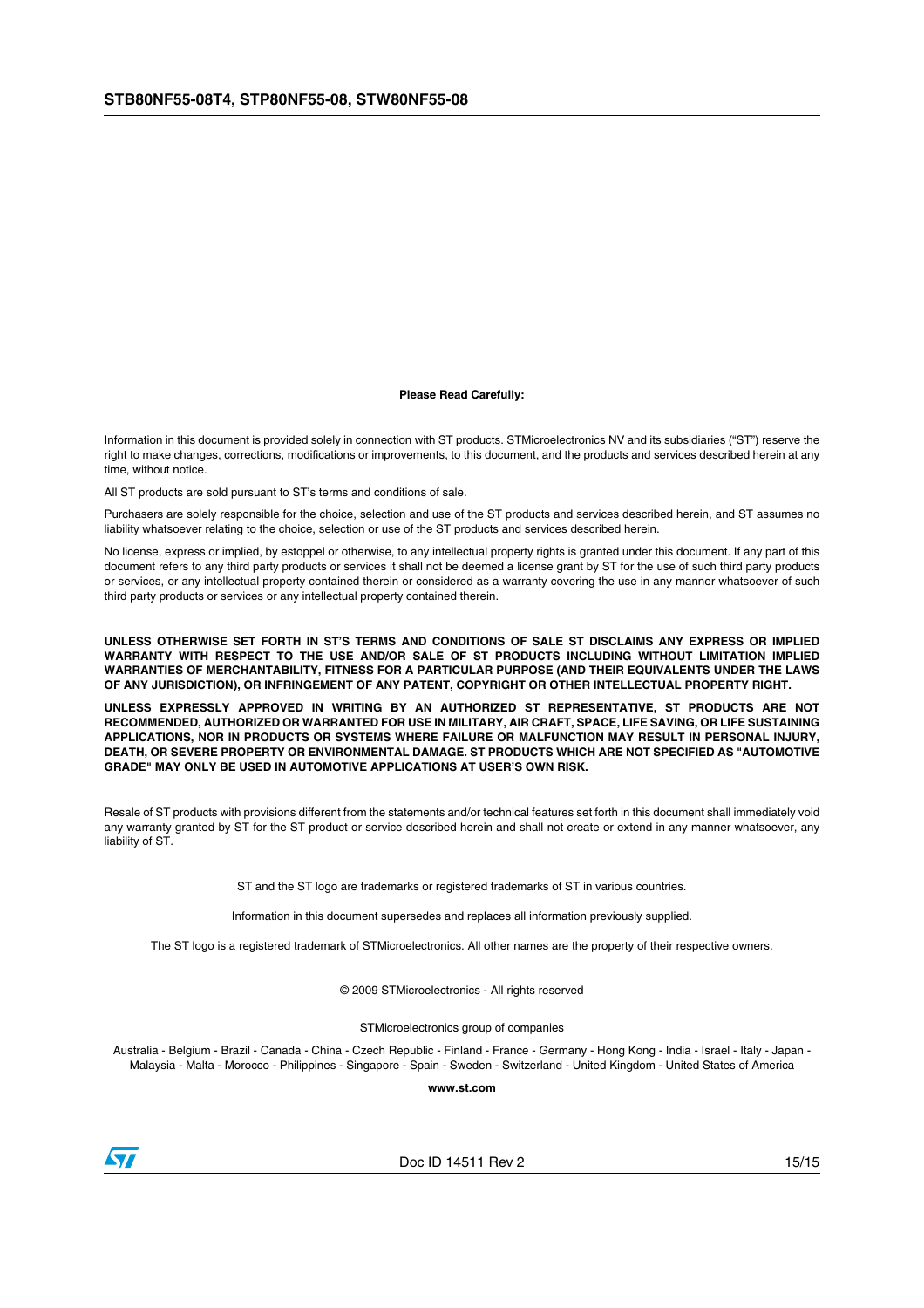**Please Read Carefully:**

Information in this document is provided solely in connection with ST products. STMicroelectronics NV and its subsidiaries ("ST") reserve the right to make changes, corrections, modifications or improvements, to this document, and the products and services described herein at any time, without notice.

All ST products are sold pursuant to ST's terms and conditions of sale.

Purchasers are solely responsible for the choice, selection and use of the ST products and services described herein, and ST assumes no liability whatsoever relating to the choice, selection or use of the ST products and services described herein.

No license, express or implied, by estoppel or otherwise, to any intellectual property rights is granted under this document. If any part of this document refers to any third party products or services it shall not be deemed a license grant by ST for the use of such third party products or services, or any intellectual property contained therein or considered as a warranty covering the use in any manner whatsoever of such third party products or services or any intellectual property contained therein.

**UNLESS OTHERWISE SET FORTH IN ST'S TERMS AND CONDITIONS OF SALE ST DISCLAIMS ANY EXPRESS OR IMPLIED WARRANTY WITH RESPECT TO THE USE AND/OR SALE OF ST PRODUCTS INCLUDING WITHOUT LIMITATION IMPLIED WARRANTIES OF MERCHANTABILITY, FITNESS FOR A PARTICULAR PURPOSE (AND THEIR EQUIVALENTS UNDER THE LAWS OF ANY JURISDICTION), OR INFRINGEMENT OF ANY PATENT, COPYRIGHT OR OTHER INTELLECTUAL PROPERTY RIGHT.**

**UNLESS EXPRESSLY APPROVED IN WRITING BY AN AUTHORIZED ST REPRESENTATIVE, ST PRODUCTS ARE NOT RECOMMENDED, AUTHORIZED OR WARRANTED FOR USE IN MILITARY, AIR CRAFT, SPACE, LIFE SAVING, OR LIFE SUSTAINING APPLICATIONS, NOR IN PRODUCTS OR SYSTEMS WHERE FAILURE OR MALFUNCTION MAY RESULT IN PERSONAL INJURY, DEATH, OR SEVERE PROPERTY OR ENVIRONMENTAL DAMAGE. ST PRODUCTS WHICH ARE NOT SPECIFIED AS "AUTOMOTIVE GRADE" MAY ONLY BE USED IN AUTOMOTIVE APPLICATIONS AT USER'S OWN RISK.**

Resale of ST products with provisions different from the statements and/or technical features set forth in this document shall immediately void any warranty granted by ST for the ST product or service described herein and shall not create or extend in any manner whatsoever, any liability of ST.

ST and the ST logo are trademarks or registered trademarks of ST in various countries.

Information in this document supersedes and replaces all information previously supplied.

The ST logo is a registered trademark of STMicroelectronics. All other names are the property of their respective owners.

© 2009 STMicroelectronics - All rights reserved

STMicroelectronics group of companies

Australia - Belgium - Brazil - Canada - China - Czech Republic - Finland - France - Germany - Hong Kong - India - Israel - Italy - Japan - Malaysia - Malta - Morocco - Philippines - Singapore - Spain - Sweden - Switzerland - United Kingdom - United States of America

**www.st.com**